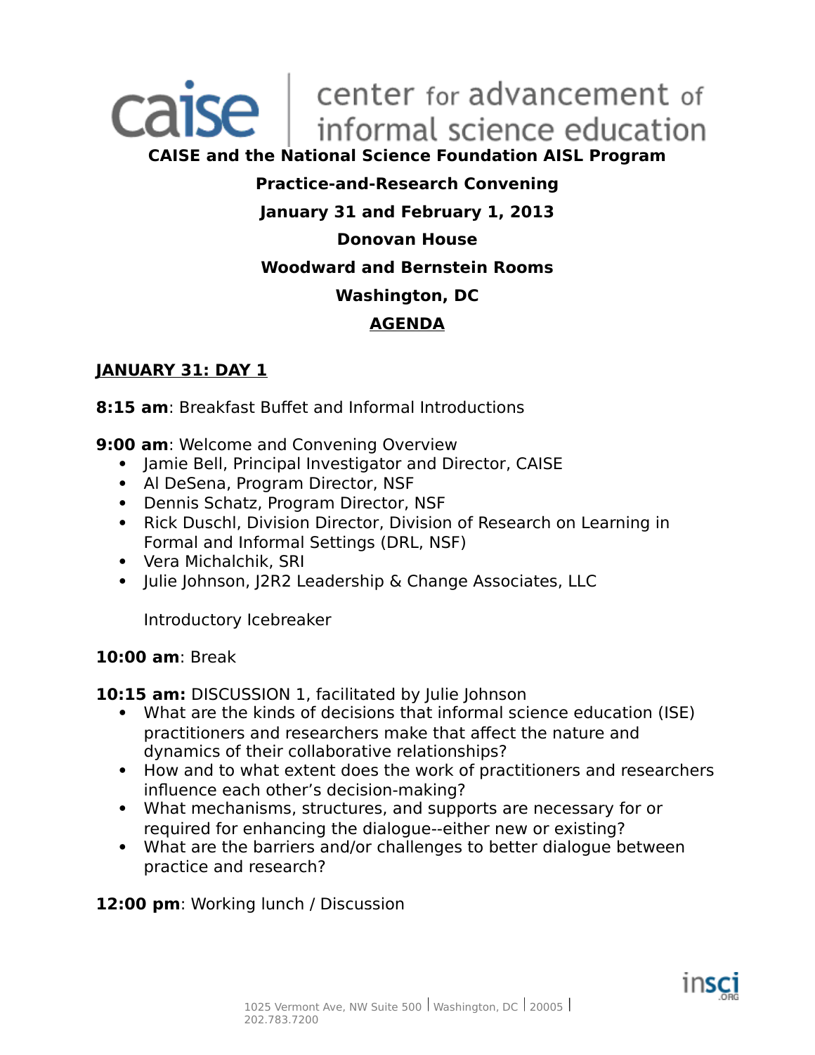caise | center for advancement of informal science education

**CAISE and the National Science Foundation AISL Program**

**Practice-and-Research Convening**

**January 31 and February 1, 2013**

**Donovan House**

**Woodward and Bernstein Rooms**

**Washington, DC**

## AGENDA

### JANUARY 31: DAY 1

**8:15 am**: Breakfast Buffet and Informal Introductions

**9:00 am**: Welcome and Convening Overview

- Jamie Bell, Principal Investigator and Director, CAISE
- Al DeSena, Program Director, NSF
- Dennis Schatz, Program Director, NSF
- Rick Duschl, Division Director, Division of Research on Learning in Formal and Informal Settings (DRL, NSF)
- Vera Michalchik, SRI
- Julie Johnson, J2R2 Leadership & Change Associates, LLC

Introductory Icebreaker

**10:00 am**: Break

**10:15 am:** DISCUSSION 1, facilitated by Julie Johnson

- What are the kinds of decisions that informal science education (ISE) practitioners and researchers make that affect the nature and dynamics of their collaborative relationships?
- How and to what extent does the work of practitioners and researchers influence each other's decision-making?
- What mechanisms, structures, and supports are necessary for or required for enhancing the dialogue--either new or existing?
- What are the barriers and/or challenges to better dialogue between practice and research?

**12:00 pm**: Working lunch / Discussion

1025 Vermont Ave, NW Suite 500 | Washington, DC | 20005 | 202.783.7200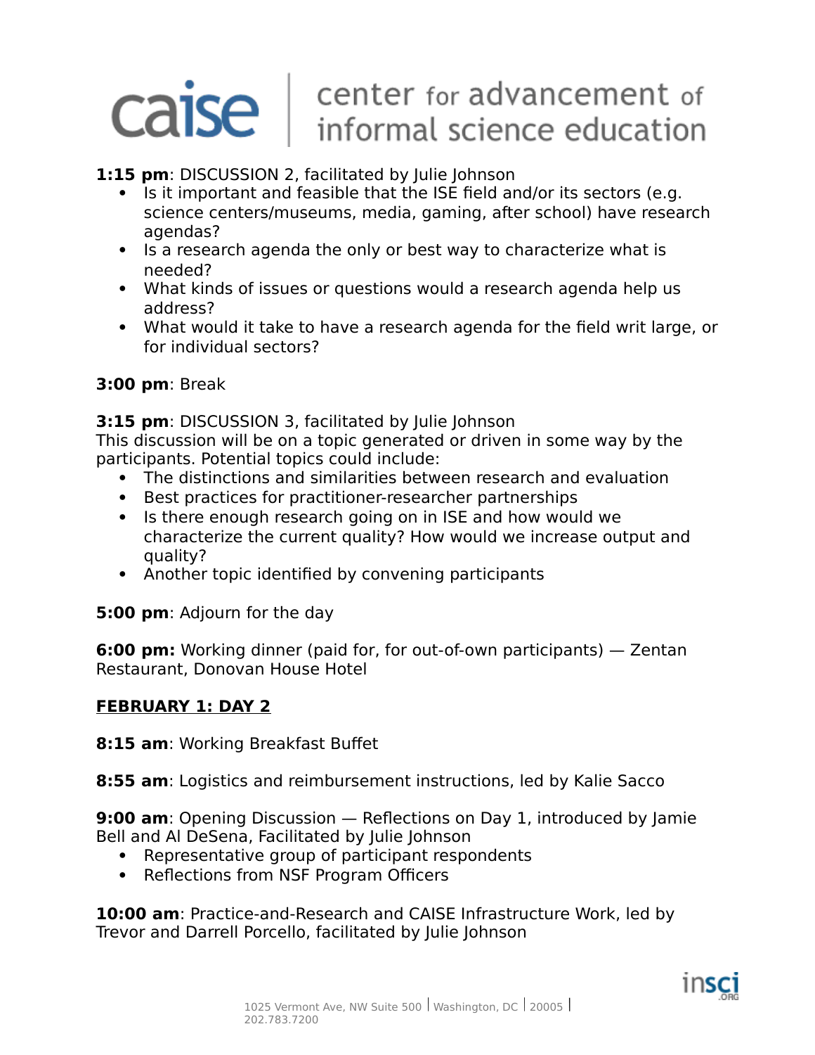**1:15 pm**: DISCUSSION 2, facilitated by Julie Johnson

- Is it important and feasible that the ISE field and/or its sectors (e.g. science centers/museums, media, gaming, after school) have research agendas?
- Is a research agenda the only or best way to characterize what is needed?
- What kinds of issues or questions would a research agenda help us address?
- What would it take to have a research agenda for the field writ large, or for individual sectors?

**3:00 pm**: Break

**3:15 pm**: DISCUSSION 3, facilitated by Julie Johnson
This discussion will be on a topic generated or driven in some way by the participants. Potential topics could include:

- The distinctions and similarities between research and evaluation
- Best practices for practitioner-researcher partnerships
- Is there enough research going on in ISE and how would we characterize the current quality? How would we increase output and quality?
- Another topic identified by convening participants

**5:00 pm**: Adjourn for the day

**6:00 pm:** Working dinner (paid for, for out-of-own participants) — Zentan Restaurant, Donovan House Hotel

## FEBRUARY 1: DAY 2

**8:15 am**: Working Breakfast Buffet

**8:55 am**: Logistics and reimbursement instructions, led by Kalie Sacco

**9:00 am**: Opening Discussion — Reflections on Day 1, introduced by Jamie Bell and Al DeSena, Facilitated by Julie Johnson

- Representative group of participant respondents
- Reflections from NSF Program Officers

**10:00 am**: Practice-and-Research and CAISE Infrastructure Work, led by Trevor and Darrell Porcello, facilitated by Julie Johnson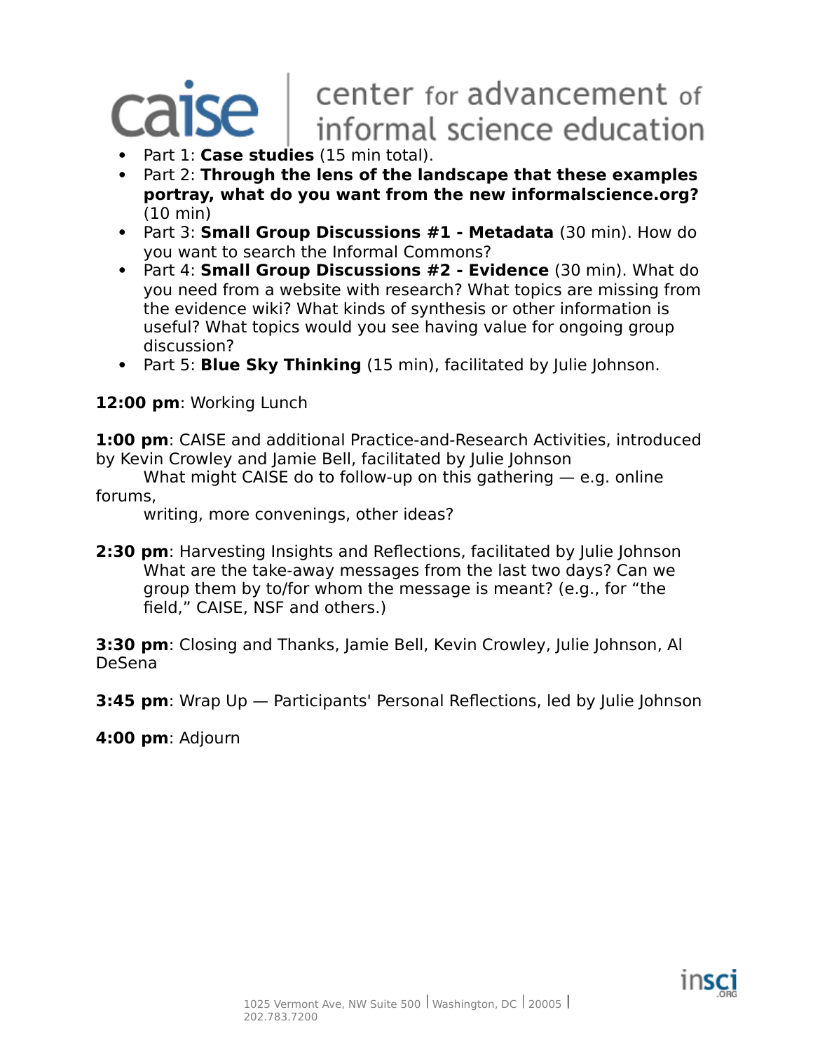- Part 1: **Case studies** (15 min total).
- Part 2: **Through the lens of the landscape that these examples portray, what do you want from the new informalscience.org?** (10 min)
- Part 3: **Small Group Discussions #1 - Metadata** (30 min). How do you want to search the Informal Commons?
- Part 4: **Small Group Discussions #2 - Evidence** (30 min). What do you need from a website with research? What topics are missing from the evidence wiki? What kinds of synthesis or other information is useful? What topics would you see having value for ongoing group discussion?
- Part 5: **Blue Sky Thinking** (15 min), facilitated by Julie Johnson.

**12:00 pm**: Working Lunch

**1:00 pm**: CAISE and additional Practice-and-Research Activities, introduced by Kevin Crowley and Jamie Bell, facilitated by Julie Johnson
What might CAISE do to follow-up on this gathering — e.g. online forums,
writing, more convenings, other ideas?

**2:30 pm**: Harvesting Insights and Reflections, facilitated by Julie Johnson
What are the take-away messages from the last two days? Can we group them by to/for whom the message is meant? (e.g., for "the field," CAISE, NSF and others.)

**3:30 pm**: Closing and Thanks, Jamie Bell, Kevin Crowley, Julie Johnson, Al DeSena

**3:45 pm**: Wrap Up — Participants' Personal Reflections, led by Julie Johnson

**4:00 pm**: Adjourn